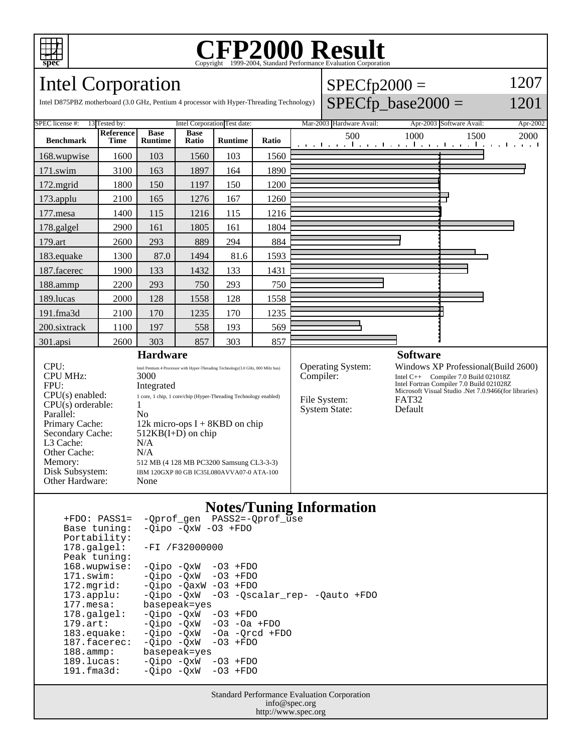# CFP2000 Result

Copyright 1999-2004, Standard Performance Evaluation Corporation

## Intel Corporation

Intel D875PBZ motherboard (3.0 GHz, Pentium 4 processor with Hyper-Threading Technology)

SPECfp2000 = 1207

SPECfp_base2000 = 1201

| SPEC license #: | 13 | Tested by: | Intel Corporation | Test date: | Mar-2003 | Hardware Avail: | Apr-2003 | Software Avail: | Apr-2002 |
|---|---|---|---|---|---|---|---|---|---|

| Benchmark | Reference Time | Base Runtime | Base Ratio | Runtime | Ratio |
|---|---|---|---|---|---|
| 168.wupwise | 1600 | 103 | 1560 | 103 | 1560 |
| 171.swim | 3100 | 163 | 1897 | 164 | 1890 |
| 172.mgrid | 1800 | 150 | 1197 | 150 | 1200 |
| 173.applu | 2100 | 165 | 1276 | 167 | 1260 |
| 177.mesa | 1400 | 115 | 1216 | 115 | 1216 |
| 178.galgel | 2900 | 161 | 1805 | 161 | 1804 |
| 179.art | 2600 | 293 | 889 | 294 | 884 |
| 183.equake | 1300 | 87.0 | 1494 | 81.6 | 1593 |
| 187.facerec | 1900 | 133 | 1432 | 133 | 1431 |
| 188.ammp | 2200 | 293 | 750 | 293 | 750 |
| 189.lucas | 2000 | 128 | 1558 | 128 | 1558 |
| 191.fma3d | 2100 | 170 | 1235 | 170 | 1235 |
| 200.sixtrack | 1100 | 197 | 558 | 193 | 569 |
| 301.apsi | 2600 | 303 | 857 | 303 | 857 |

### Hardware

| | |
|---|---|
| CPU: | Intel Pentium 4 Processor with Hyper-Threading Technology(3.0 GHz, 800 MHz bus) |
| CPU MHz: | 3000 |
| FPU: | Integrated |
| CPU(s) enabled: | 1 core, 1 chip, 1 core/chip (Hyper-Threading Technology enabled) |
| CPU(s) orderable: | 1 |
| Parallel: | No |
| Primary Cache: | 12k micro-ops I + 8KBD on chip |
| Secondary Cache: | 512KB(I+D) on chip |
| L3 Cache: | N/A |
| Other Cache: | N/A |
| Memory: | 512 MB (4 128 MB PC3200 Samsung CL3-3-3) |
| Disk Subsystem: | IBM 120GXP 80 GB IC35L080AVVA07-0 ATA-100 |
| Other Hardware: | None |

### Software

| | |
|---|---|
| Operating System: | Windows XP Professional(Build 2600) |
| Compiler: | Intel C++ Compiler 7.0 Build 021018Z<br>Intel Fortran Compiler 7.0 Build 021028Z<br>Microsoft Visual Studio .Net 7.0.9466(for libraries) |
| File System: | FAT32 |
| System State: | Default |

### Notes/Tuning Information

```
+FDO: PASS1=  -Qprof_gen  PASS2=-Qprof_use
Base tuning:  -Qipo -QxW -O3 +FDO
Portability:
178.galgel:   -FI /F32000000
Peak tuning:
168.wupwise:  -Qipo -QxW  -O3 +FDO
171.swim:     -Qipo -QxW  -O3 +FDO
172.mgrid:    -Qipo -QaxW -O3 +FDO
173.applu:    -Qipo -QxW  -O3 -Qscalar_rep- -Qauto +FDO
177.mesa:     basepeak=yes
178.galgel:   -Qipo -QxW  -O3 +FDO
179.art:      -Qipo -QxW  -O3 -Oa +FDO
183.equake:   -Qipo -QxW  -Oa -Qrcd +FDO
187.facerec:  -Qipo -QxW  -O3 +FDO
188.ammp:     basepeak=yes
189.lucas:    -Qipo -QxW  -O3 +FDO
191.fma3d:    -Qipo -QxW  -O3 +FDO
```

Standard Performance Evaluation Corporation
info@spec.org
http://www.spec.org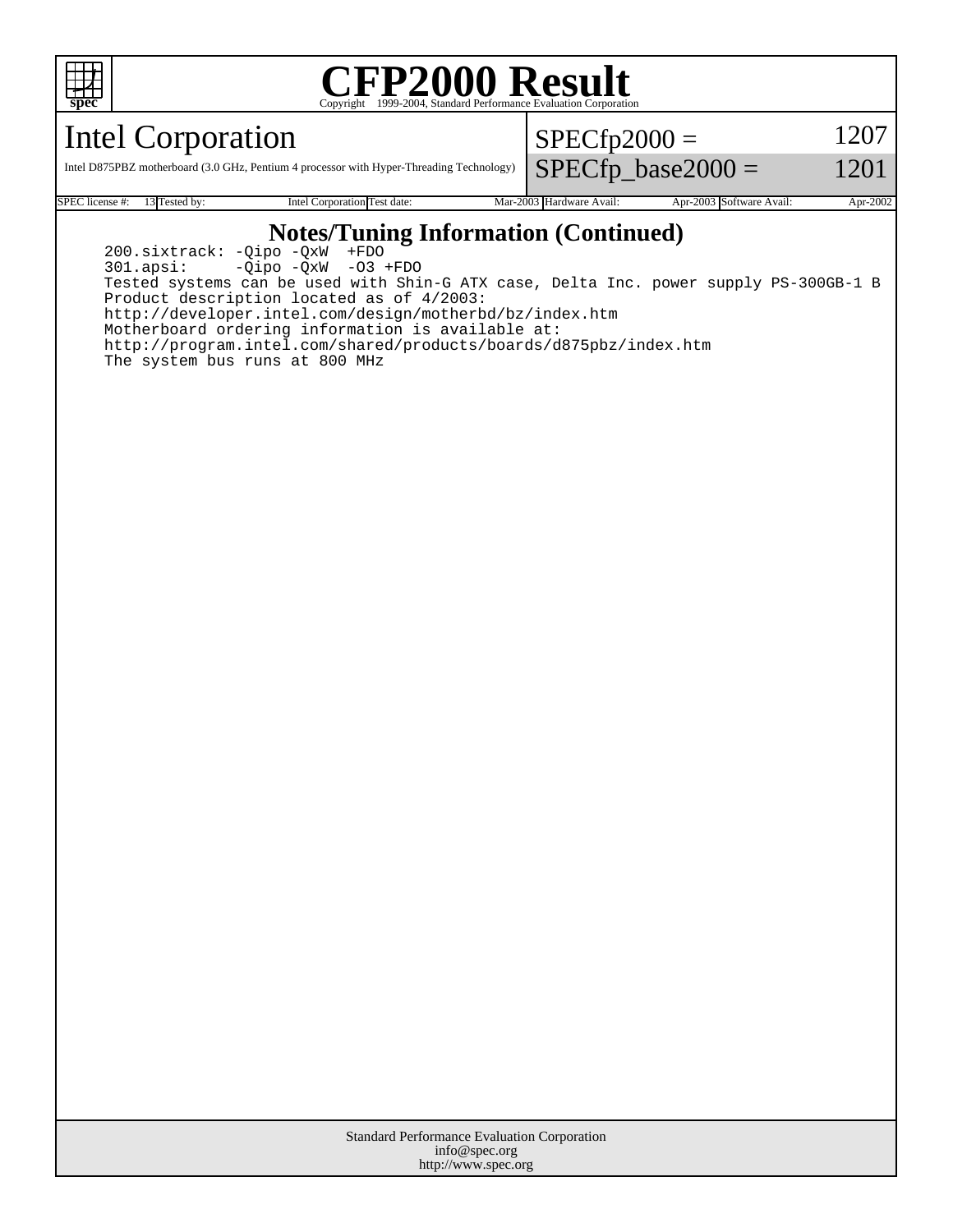# CFP2000 Result

Copyright 1999-2004, Standard Performance Evaluation Corporation

## Intel Corporation

Intel D875PBZ motherboard (3.0 GHz, Pentium 4 processor with Hyper-Threading Technology)

SPECfp2000 = 1207

SPECfp_base2000 = 1201

| SPEC license #: | 13 | Tested by: | Intel Corporation | Test date: | Mar-2003 | Hardware Avail: | Apr-2003 | Software Avail: | Apr-2002 |
|---|---|---|---|---|---|---|---|---|---|

### Notes/Tuning Information (Continued)

```
200.sixtrack: -Qipo -QxW  +FDO
301.apsi:     -Qipo -QxW  -O3 +FDO
Tested systems can be used with Shin-G ATX case, Delta Inc. power supply PS-300GB-1 B
Product description located as of 4/2003:
http://developer.intel.com/design/motherbd/bz/index.htm
Motherboard ordering information is available at:
http://program.intel.com/shared/products/boards/d875pbz/index.htm
The system bus runs at 800 MHz
```

Standard Performance Evaluation Corporation
info@spec.org
http://www.spec.org